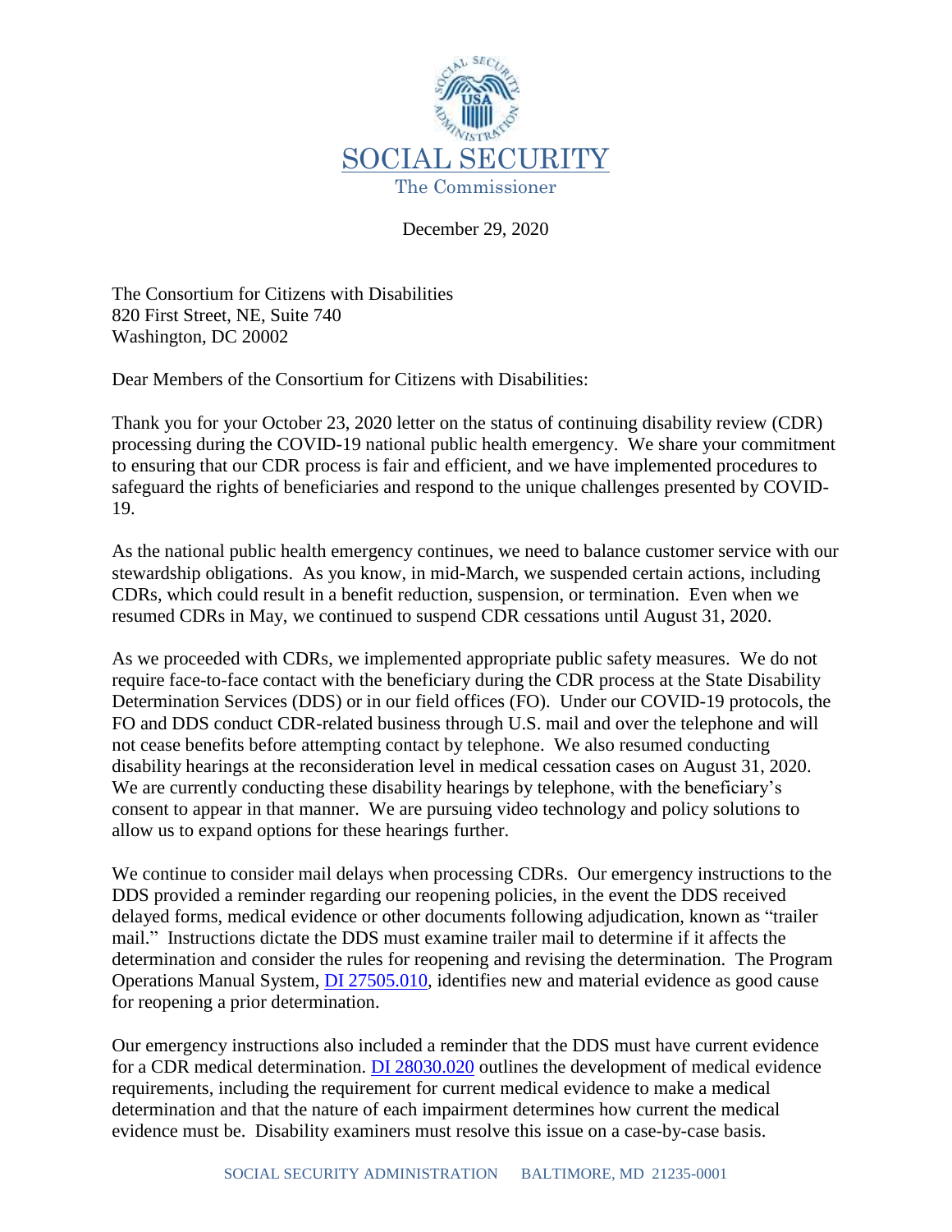SOCIAL SECURITY

The Commissioner

December 29, 2020

The Consortium for Citizens with Disabilities
820 First Street, NE, Suite 740
Washington, DC 20002

Dear Members of the Consortium for Citizens with Disabilities:

Thank you for your October 23, 2020 letter on the status of continuing disability review (CDR) processing during the COVID-19 national public health emergency. We share your commitment to ensuring that our CDR process is fair and efficient, and we have implemented procedures to safeguard the rights of beneficiaries and respond to the unique challenges presented by COVID-19.

As the national public health emergency continues, we need to balance customer service with our stewardship obligations. As you know, in mid-March, we suspended certain actions, including CDRs, which could result in a benefit reduction, suspension, or termination. Even when we resumed CDRs in May, we continued to suspend CDR cessations until August 31, 2020.

As we proceeded with CDRs, we implemented appropriate public safety measures. We do not require face-to-face contact with the beneficiary during the CDR process at the State Disability Determination Services (DDS) or in our field offices (FO). Under our COVID-19 protocols, the FO and DDS conduct CDR-related business through U.S. mail and over the telephone and will not cease benefits before attempting contact by telephone. We also resumed conducting disability hearings at the reconsideration level in medical cessation cases on August 31, 2020. We are currently conducting these disability hearings by telephone, with the beneficiary's consent to appear in that manner. We are pursuing video technology and policy solutions to allow us to expand options for these hearings further.

We continue to consider mail delays when processing CDRs. Our emergency instructions to the DDS provided a reminder regarding our reopening policies, in the event the DDS received delayed forms, medical evidence or other documents following adjudication, known as "trailer mail." Instructions dictate the DDS must examine trailer mail to determine if it affects the determination and consider the rules for reopening and revising the determination. The Program Operations Manual System, DI 27505.010, identifies new and material evidence as good cause for reopening a prior determination.

Our emergency instructions also included a reminder that the DDS must have current evidence for a CDR medical determination. DI 28030.020 outlines the development of medical evidence requirements, including the requirement for current medical evidence to make a medical determination and that the nature of each impairment determines how current the medical evidence must be. Disability examiners must resolve this issue on a case-by-case basis.

SOCIAL SECURITY ADMINISTRATION BALTIMORE, MD 21235-0001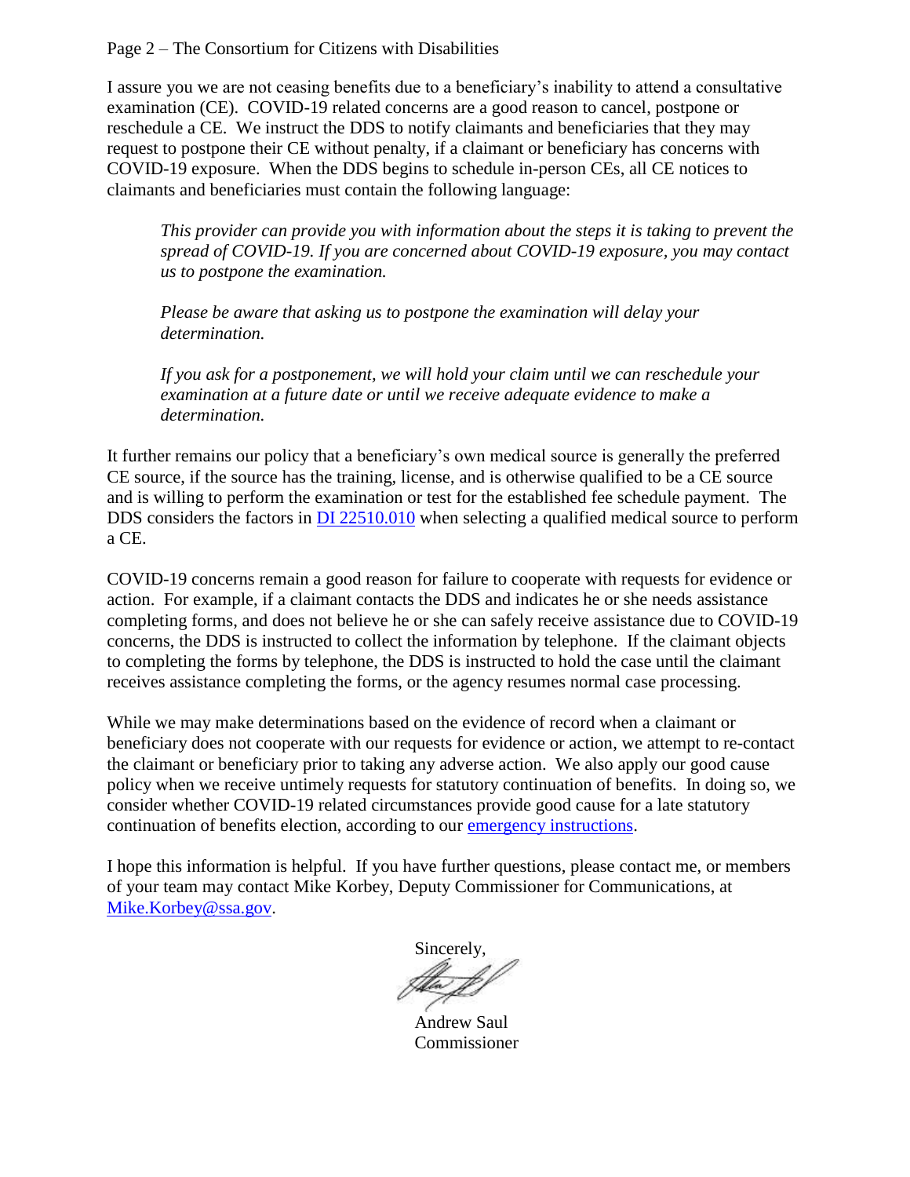I assure you we are not ceasing benefits due to a beneficiary's inability to attend a consultative examination (CE). COVID-19 related concerns are a good reason to cancel, postpone or reschedule a CE. We instruct the DDS to notify claimants and beneficiaries that they may request to postpone their CE without penalty, if a claimant or beneficiary has concerns with COVID-19 exposure. When the DDS begins to schedule in-person CEs, all CE notices to claimants and beneficiaries must contain the following language:

> *This provider can provide you with information about the steps it is taking to prevent the spread of COVID-19. If you are concerned about COVID-19 exposure, you may contact us to postpone the examination.*
>
> *Please be aware that asking us to postpone the examination will delay your determination.*
>
> *If you ask for a postponement, we will hold your claim until we can reschedule your examination at a future date or until we receive adequate evidence to make a determination.*

It further remains our policy that a beneficiary's own medical source is generally the preferred CE source, if the source has the training, license, and is otherwise qualified to be a CE source and is willing to perform the examination or test for the established fee schedule payment. The DDS considers the factors in DI 22510.010 when selecting a qualified medical source to perform a CE.

COVID-19 concerns remain a good reason for failure to cooperate with requests for evidence or action. For example, if a claimant contacts the DDS and indicates he or she needs assistance completing forms, and does not believe he or she can safely receive assistance due to COVID-19 concerns, the DDS is instructed to collect the information by telephone. If the claimant objects to completing the forms by telephone, the DDS is instructed to hold the case until the claimant receives assistance completing the forms, or the agency resumes normal case processing.

While we may make determinations based on the evidence of record when a claimant or beneficiary does not cooperate with our requests for evidence or action, we attempt to re-contact the claimant or beneficiary prior to taking any adverse action. We also apply our good cause policy when we receive untimely requests for statutory continuation of benefits. In doing so, we consider whether COVID-19 related circumstances provide good cause for a late statutory continuation of benefits election, according to our emergency instructions.

I hope this information is helpful. If you have further questions, please contact me, or members of your team may contact Mike Korbey, Deputy Commissioner for Communications, at Mike.Korbey@ssa.gov.

Sincerely,

Andrew Saul
Commissioner